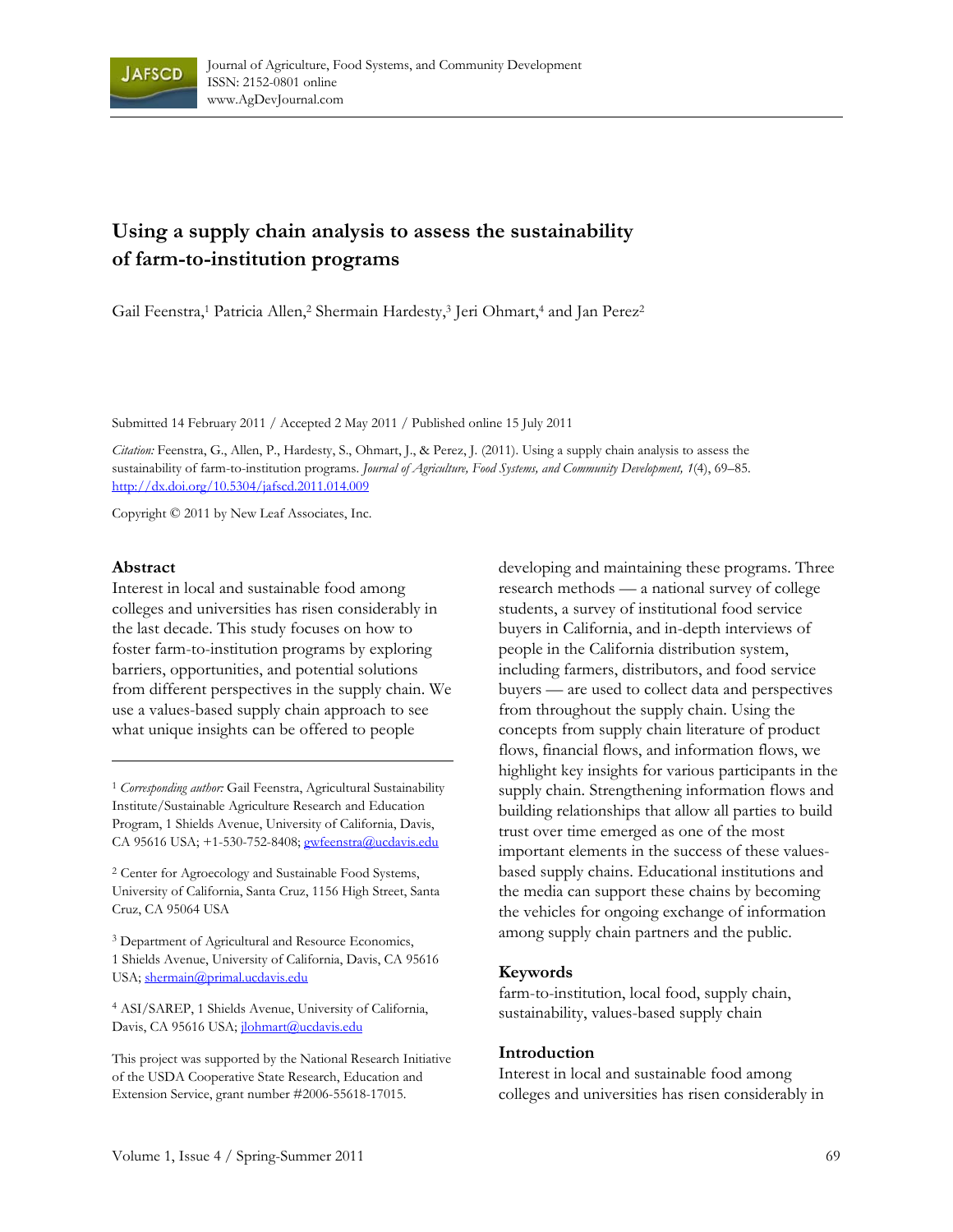# Using a supply chain analysis to assess the sustainability of farm-to-institution programs

Gail Feenstra,[1] Patricia Allen,[2] Shermain Hardesty,[3] Jeri Ohmart,[4] and Jan Perez[2]

Submitted 14 February 2011 / Accepted 2 May 2011 / Published online 15 July 2011

*Citation:* Feenstra, G., Allen, P., Hardesty, S., Ohmart, J., & Perez, J. (2011). Using a supply chain analysis to assess the sustainability of farm-to-institution programs. *Journal of Agriculture, Food Systems, and Community Development, 1*(4), 69–85. http://dx.doi.org/10.5304/jafscd.2011.014.009

Copyright © 2011 by New Leaf Associates, Inc.

## Abstract

Interest in local and sustainable food among colleges and universities has risen considerably in the last decade. This study focuses on how to foster farm-to-institution programs by exploring barriers, opportunities, and potential solutions from different perspectives in the supply chain. We use a values-based supply chain approach to see what unique insights can be offered to people developing and maintaining these programs. Three research methods — a national survey of college students, a survey of institutional food service buyers in California, and in-depth interviews of people in the California distribution system, including farmers, distributors, and food service buyers — are used to collect data and perspectives from throughout the supply chain. Using the concepts from supply chain literature of product flows, financial flows, and information flows, we highlight key insights for various participants in the supply chain. Strengthening information flows and building relationships that allow all parties to build trust over time emerged as one of the most important elements in the success of these values-based supply chains. Educational institutions and the media can support these chains by becoming the vehicles for ongoing exchange of information among supply chain partners and the public.

## Keywords

farm-to-institution, local food, supply chain, sustainability, values-based supply chain

## Introduction

Interest in local and sustainable food among colleges and universities has risen considerably in

---

[1] *Corresponding author:* Gail Feenstra, Agricultural Sustainability Institute/Sustainable Agriculture Research and Education Program, 1 Shields Avenue, University of California, Davis, CA 95616 USA; +1-530-752-8408; gwfeenstra@ucdavis.edu

[2] Center for Agroecology and Sustainable Food Systems, University of California, Santa Cruz, 1156 High Street, Santa Cruz, CA 95064 USA

[3] Department of Agricultural and Resource Economics, 1 Shields Avenue, University of California, Davis, CA 95616 USA; shermain@primal.ucdavis.edu

[4] ASI/SAREP, 1 Shields Avenue, University of California, Davis, CA 95616 USA; jlohmart@ucdavis.edu

This project was supported by the National Research Initiative of the USDA Cooperative State Research, Education and Extension Service, grant number #2006-55618-17015.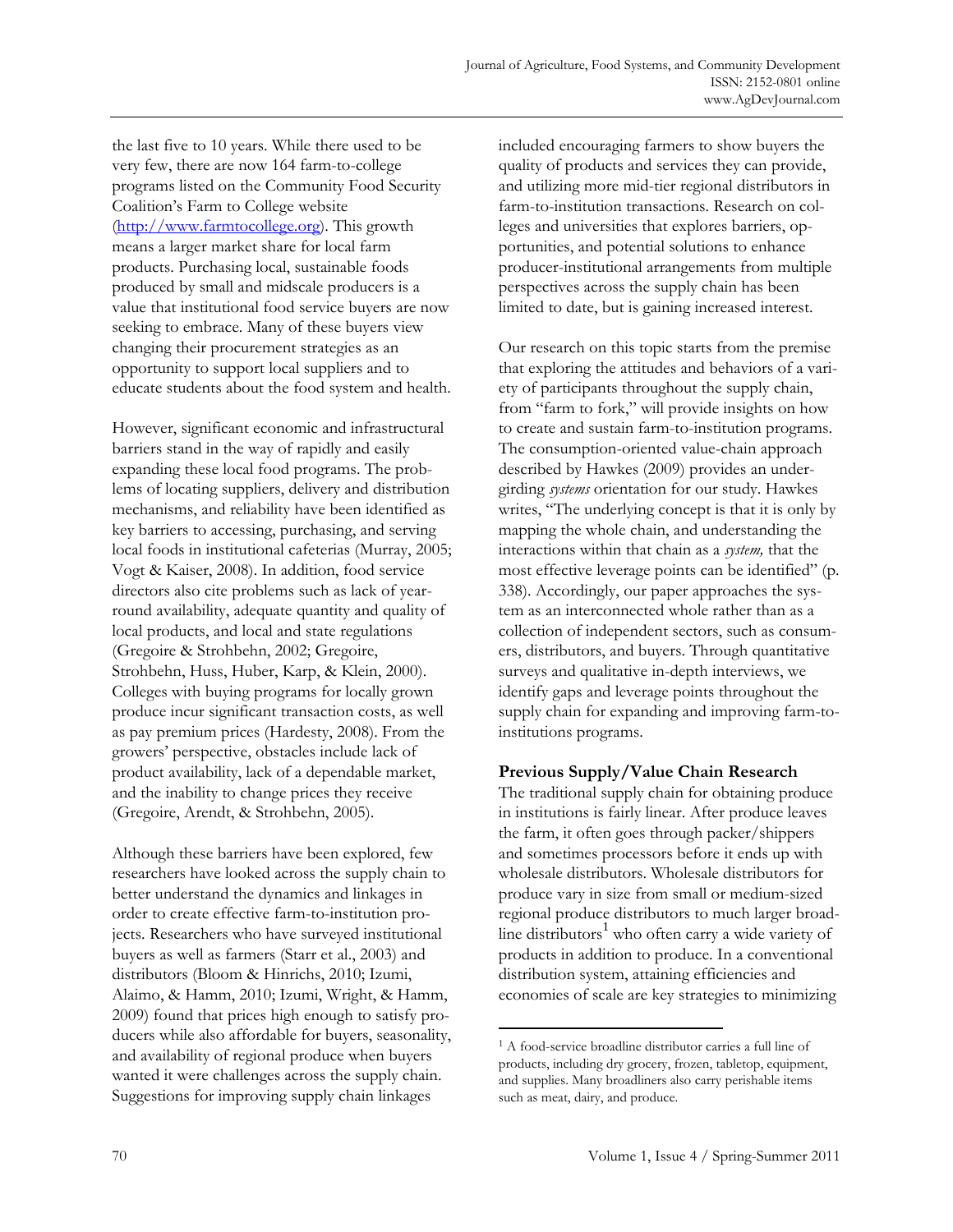the last five to 10 years. While there used to be very few, there are now 164 farm-to-college programs listed on the Community Food Security Coalition's Farm to College website (http://www.farmtocollege.org). This growth means a larger market share for local farm products. Purchasing local, sustainable foods produced by small and midscale producers is a value that institutional food service buyers are now seeking to embrace. Many of these buyers view changing their procurement strategies as an opportunity to support local suppliers and to educate students about the food system and health.

However, significant economic and infrastructural barriers stand in the way of rapidly and easily expanding these local food programs. The problems of locating suppliers, delivery and distribution mechanisms, and reliability have been identified as key barriers to accessing, purchasing, and serving local foods in institutional cafeterias (Murray, 2005; Vogt & Kaiser, 2008). In addition, food service directors also cite problems such as lack of year-round availability, adequate quantity and quality of local products, and local and state regulations (Gregoire & Strohbehn, 2002; Gregoire, Strohbehn, Huss, Huber, Karp, & Klein, 2000). Colleges with buying programs for locally grown produce incur significant transaction costs, as well as pay premium prices (Hardesty, 2008). From the growers' perspective, obstacles include lack of product availability, lack of a dependable market, and the inability to change prices they receive (Gregoire, Arendt, & Strohbehn, 2005).

Although these barriers have been explored, few researchers have looked across the supply chain to better understand the dynamics and linkages in order to create effective farm-to-institution projects. Researchers who have surveyed institutional buyers as well as farmers (Starr et al., 2003) and distributors (Bloom & Hinrichs, 2010; Izumi, Alaimo, & Hamm, 2010; Izumi, Wright, & Hamm, 2009) found that prices high enough to satisfy producers while also affordable for buyers, seasonality, and availability of regional produce when buyers wanted it were challenges across the supply chain. Suggestions for improving supply chain linkages included encouraging farmers to show buyers the quality of products and services they can provide, and utilizing more mid-tier regional distributors in farm-to-institution transactions. Research on colleges and universities that explores barriers, opportunities, and potential solutions to enhance producer-institutional arrangements from multiple perspectives across the supply chain has been limited to date, but is gaining increased interest.

Our research on this topic starts from the premise that exploring the attitudes and behaviors of a variety of participants throughout the supply chain, from "farm to fork," will provide insights on how to create and sustain farm-to-institution programs. The consumption-oriented value-chain approach described by Hawkes (2009) provides an undergirding *systems* orientation for our study. Hawkes writes, "The underlying concept is that it is only by mapping the whole chain, and understanding the interactions within that chain as a *system,* that the most effective leverage points can be identified" (p. 338). Accordingly, our paper approaches the system as an interconnected whole rather than as a collection of independent sectors, such as consumers, distributors, and buyers. Through quantitative surveys and qualitative in-depth interviews, we identify gaps and leverage points throughout the supply chain for expanding and improving farm-to-institutions programs.

## Previous Supply/Value Chain Research

The traditional supply chain for obtaining produce in institutions is fairly linear. After produce leaves the farm, it often goes through packer/shippers and sometimes processors before it ends up with wholesale distributors. Wholesale distributors for produce vary in size from small or medium-sized regional produce distributors to much larger broadline distributors[1] who often carry a wide variety of products in addition to produce. In a conventional distribution system, attaining efficiencies and economies of scale are key strategies to minimizing

[1] A food-service broadline distributor carries a full line of products, including dry grocery, frozen, tabletop, equipment, and supplies. Many broadliners also carry perishable items such as meat, dairy, and produce.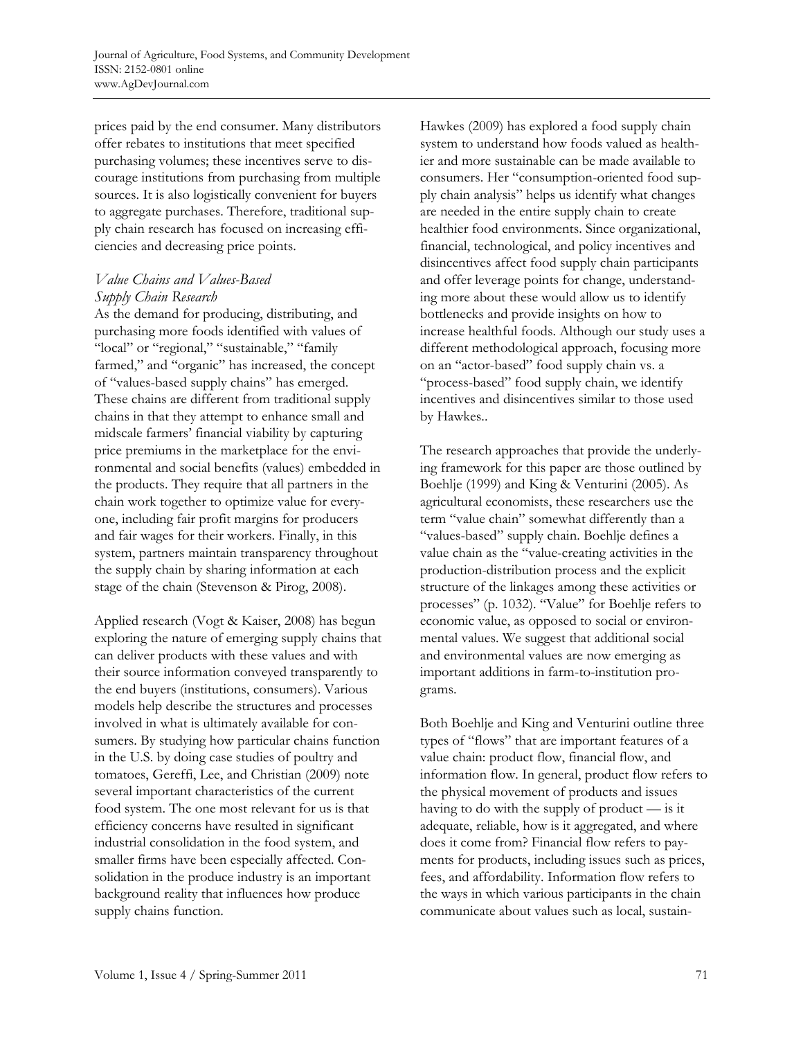prices paid by the end consumer. Many distributors offer rebates to institutions that meet specified purchasing volumes; these incentives serve to discourage institutions from purchasing from multiple sources. It is also logistically convenient for buyers to aggregate purchases. Therefore, traditional supply chain research has focused on increasing efficiencies and decreasing price points.

### *Value Chains and Values-Based Supply Chain Research*

As the demand for producing, distributing, and purchasing more foods identified with values of "local" or "regional," "sustainable," "family farmed," and "organic" has increased, the concept of "values-based supply chains" has emerged. These chains are different from traditional supply chains in that they attempt to enhance small and midscale farmers' financial viability by capturing price premiums in the marketplace for the environmental and social benefits (values) embedded in the products. They require that all partners in the chain work together to optimize value for everyone, including fair profit margins for producers and fair wages for their workers. Finally, in this system, partners maintain transparency throughout the supply chain by sharing information at each stage of the chain (Stevenson & Pirog, 2008).

Applied research (Vogt & Kaiser, 2008) has begun exploring the nature of emerging supply chains that can deliver products with these values and with their source information conveyed transparently to the end buyers (institutions, consumers). Various models help describe the structures and processes involved in what is ultimately available for consumers. By studying how particular chains function in the U.S. by doing case studies of poultry and tomatoes, Gereffi, Lee, and Christian (2009) note several important characteristics of the current food system. The one most relevant for us is that efficiency concerns have resulted in significant industrial consolidation in the food system, and smaller firms have been especially affected. Consolidation in the produce industry is an important background reality that influences how produce supply chains function.

Hawkes (2009) has explored a food supply chain system to understand how foods valued as healthier and more sustainable can be made available to consumers. Her "consumption-oriented food supply chain analysis" helps us identify what changes are needed in the entire supply chain to create healthier food environments. Since organizational, financial, technological, and policy incentives and disincentives affect food supply chain participants and offer leverage points for change, understanding more about these would allow us to identify bottlenecks and provide insights on how to increase healthful foods. Although our study uses a different methodological approach, focusing more on an "actor-based" food supply chain vs. a "process-based" food supply chain, we identify incentives and disincentives similar to those used by Hawkes..

The research approaches that provide the underlying framework for this paper are those outlined by Boehlje (1999) and King & Venturini (2005). As agricultural economists, these researchers use the term "value chain" somewhat differently than a "values-based" supply chain. Boehlje defines a value chain as the "value-creating activities in the production-distribution process and the explicit structure of the linkages among these activities or processes" (p. 1032). "Value" for Boehlje refers to economic value, as opposed to social or environmental values. We suggest that additional social and environmental values are now emerging as important additions in farm-to-institution programs.

Both Boehlje and King and Venturini outline three types of "flows" that are important features of a value chain: product flow, financial flow, and information flow. In general, product flow refers to the physical movement of products and issues having to do with the supply of product — is it adequate, reliable, how is it aggregated, and where does it come from? Financial flow refers to payments for products, including issues such as prices, fees, and affordability. Information flow refers to the ways in which various participants in the chain communicate about values such as local, sustain-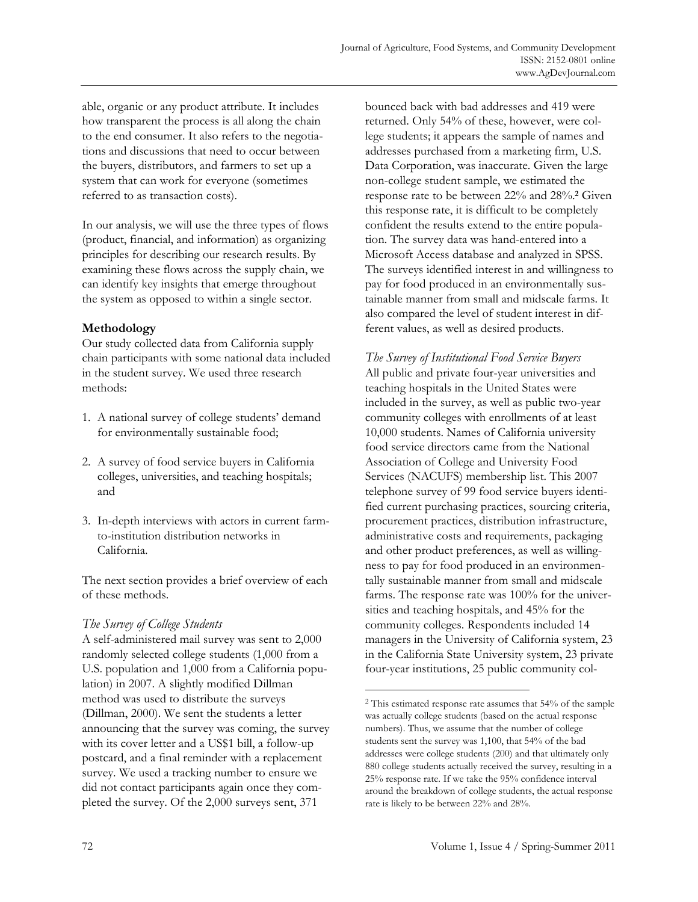able, organic or any product attribute. It includes how transparent the process is all along the chain to the end consumer. It also refers to the negotiations and discussions that need to occur between the buyers, distributors, and farmers to set up a system that can work for everyone (sometimes referred to as transaction costs).

In our analysis, we will use the three types of flows (product, financial, and information) as organizing principles for describing our research results. By examining these flows across the supply chain, we can identify key insights that emerge throughout the system as opposed to within a single sector.

## Methodology

Our study collected data from California supply chain participants with some national data included in the student survey. We used three research methods:

1. A national survey of college students' demand for environmentally sustainable food;
2. A survey of food service buyers in California colleges, universities, and teaching hospitals; and
3. In-depth interviews with actors in current farm-to-institution distribution networks in California.

The next section provides a brief overview of each of these methods.

### *The Survey of College Students*

A self-administered mail survey was sent to 2,000 randomly selected college students (1,000 from a U.S. population and 1,000 from a California population) in 2007. A slightly modified Dillman method was used to distribute the surveys (Dillman, 2000). We sent the students a letter announcing that the survey was coming, the survey with its cover letter and a US$1 bill, a follow-up postcard, and a final reminder with a replacement survey. We used a tracking number to ensure we did not contact participants again once they completed the survey. Of the 2,000 surveys sent, 371 bounced back with bad addresses and 419 were returned. Only 54% of these, however, were college students; it appears the sample of names and addresses purchased from a marketing firm, U.S. Data Corporation, was inaccurate. Given the large non-college student sample, we estimated the response rate to be between 22% and 28%.[2] Given this response rate, it is difficult to be completely confident the results extend to the entire population. The survey data was hand-entered into a Microsoft Access database and analyzed in SPSS. The surveys identified interest in and willingness to pay for food produced in an environmentally sustainable manner from small and midscale farms. It also compared the level of student interest in different values, as well as desired products.

### *The Survey of Institutional Food Service Buyers*

All public and private four-year universities and teaching hospitals in the United States were included in the survey, as well as public two-year community colleges with enrollments of at least 10,000 students. Names of California university food service directors came from the National Association of College and University Food Services (NACUFS) membership list. This 2007 telephone survey of 99 food service buyers identified current purchasing practices, sourcing criteria, procurement practices, distribution infrastructure, administrative costs and requirements, packaging and other product preferences, as well as willingness to pay for food produced in an environmentally sustainable manner from small and midscale farms. The response rate was 100% for the universities and teaching hospitals, and 45% for the community colleges. Respondents included 14 managers in the University of California system, 23 in the California State University system, 23 private four-year institutions, 25 public community col-

---

[2] This estimated response rate assumes that 54% of the sample was actually college students (based on the actual response numbers). Thus, we assume that the number of college students sent the survey was 1,100, that 54% of the bad addresses were college students (200) and that ultimately only 880 college students actually received the survey, resulting in a 25% response rate. If we take the 95% confidence interval around the breakdown of college students, the actual response rate is likely to be between 22% and 28%.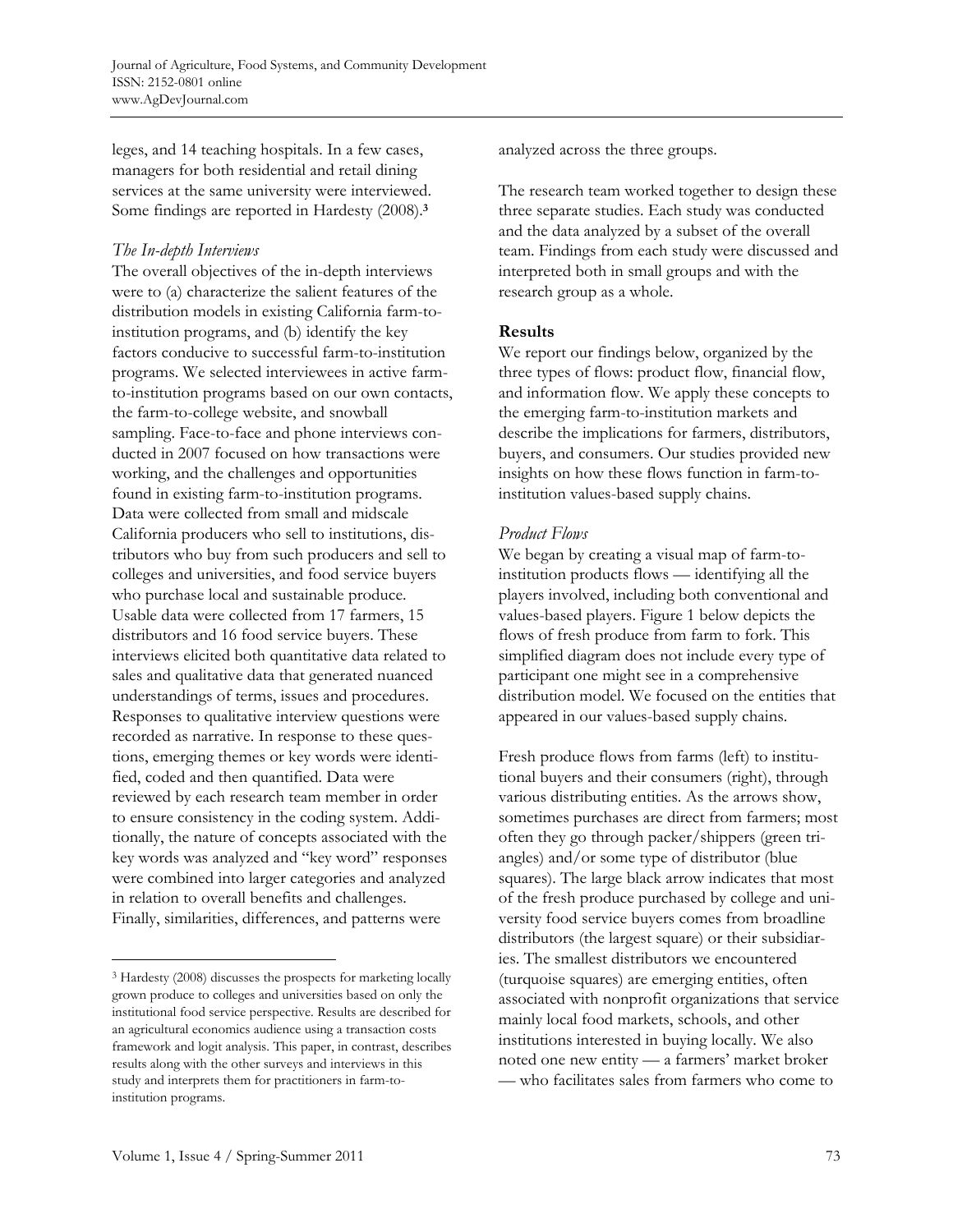leges, and 14 teaching hospitals. In a few cases, managers for both residential and retail dining services at the same university were interviewed. Some findings are reported in Hardesty (2008).[3]

### *The In-depth Interviews*

The overall objectives of the in-depth interviews were to (a) characterize the salient features of the distribution models in existing California farm-to-institution programs, and (b) identify the key factors conducive to successful farm-to-institution programs. We selected interviewees in active farm-to-institution programs based on our own contacts, the farm-to-college website, and snowball sampling. Face-to-face and phone interviews conducted in 2007 focused on how transactions were working, and the challenges and opportunities found in existing farm-to-institution programs. Data were collected from small and midscale California producers who sell to institutions, distributors who buy from such producers and sell to colleges and universities, and food service buyers who purchase local and sustainable produce. Usable data were collected from 17 farmers, 15 distributors and 16 food service buyers. These interviews elicited both quantitative data related to sales and qualitative data that generated nuanced understandings of terms, issues and procedures. Responses to qualitative interview questions were recorded as narrative. In response to these questions, emerging themes or key words were identified, coded and then quantified. Data were reviewed by each research team member in order to ensure consistency in the coding system. Additionally, the nature of concepts associated with the key words was analyzed and "key word" responses were combined into larger categories and analyzed in relation to overall benefits and challenges. Finally, similarities, differences, and patterns were analyzed across the three groups.

The research team worked together to design these three separate studies. Each study was conducted and the data analyzed by a subset of the overall team. Findings from each study were discussed and interpreted both in small groups and with the research group as a whole.

## **Results**

We report our findings below, organized by the three types of flows: product flow, financial flow, and information flow. We apply these concepts to the emerging farm-to-institution markets and describe the implications for farmers, distributors, buyers, and consumers. Our studies provided new insights on how these flows function in farm-to-institution values-based supply chains.

### *Product Flows*

We began by creating a visual map of farm-to-institution products flows — identifying all the players involved, including both conventional and values-based players. Figure 1 below depicts the flows of fresh produce from farm to fork. This simplified diagram does not include every type of participant one might see in a comprehensive distribution model. We focused on the entities that appeared in our values-based supply chains.

Fresh produce flows from farms (left) to institutional buyers and their consumers (right), through various distributing entities. As the arrows show, sometimes purchases are direct from farmers; most often they go through packer/shippers (green triangles) and/or some type of distributor (blue squares). The large black arrow indicates that most of the fresh produce purchased by college and university food service buyers comes from broadline distributors (the largest square) or their subsidiaries. The smallest distributors we encountered (turquoise squares) are emerging entities, often associated with nonprofit organizations that service mainly local food markets, schools, and other institutions interested in buying locally. We also noted one new entity — a farmers' market broker — who facilitates sales from farmers who come to

---

[3] Hardesty (2008) discusses the prospects for marketing locally grown produce to colleges and universities based on only the institutional food service perspective. Results are described for an agricultural economics audience using a transaction costs framework and logit analysis. This paper, in contrast, describes results along with the other surveys and interviews in this study and interprets them for practitioners in farm-to-institution programs.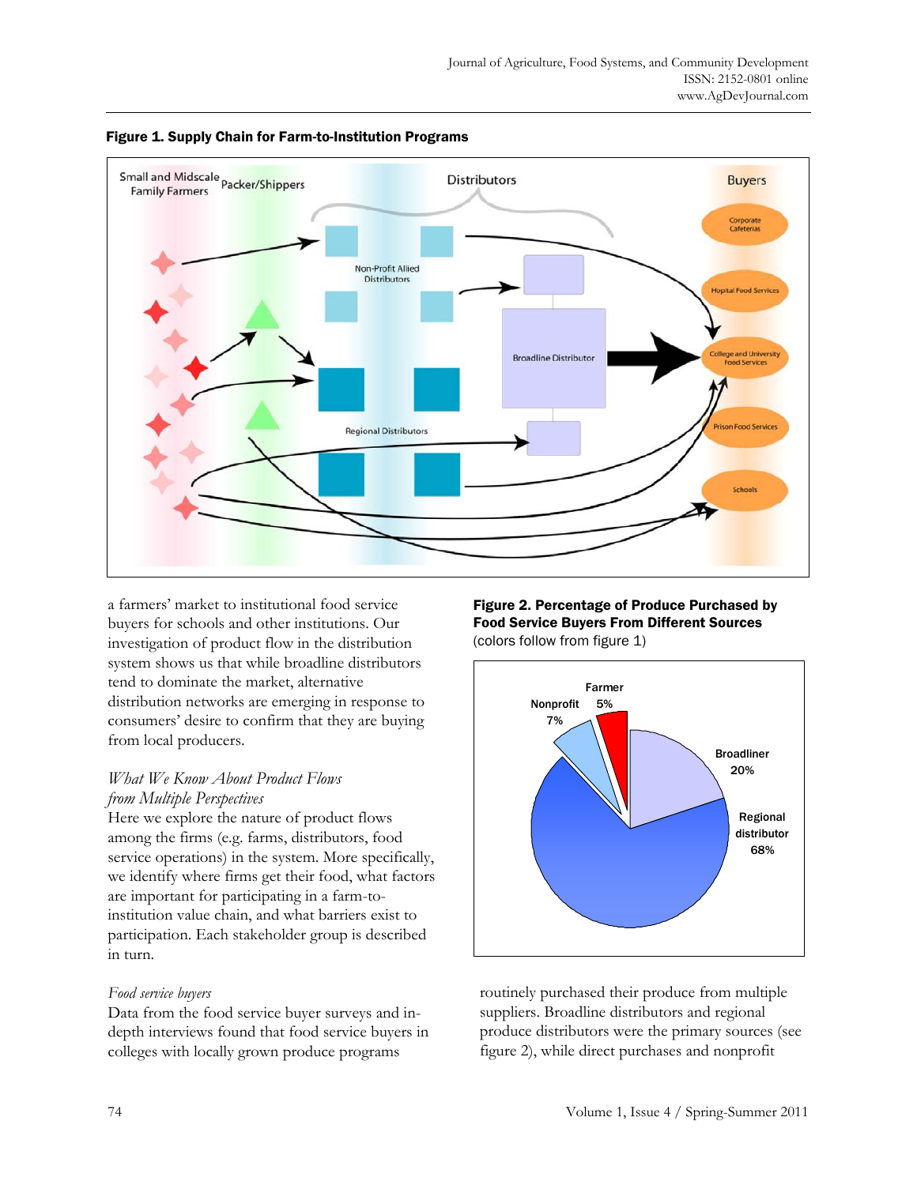**Figure 1. Supply Chain for Farm-to-Institution Programs**

a farmers' market to institutional food service buyers for schools and other institutions. Our investigation of product flow in the distribution system shows us that while broadline distributors tend to dominate the market, alternative distribution networks are emerging in response to consumers' desire to confirm that they are buying from local producers.

### *What We Know About Product Flows from Multiple Perspectives*

Here we explore the nature of product flows among the firms (e.g. farms, distributors, food service operations) in the system. More specifically, we identify where firms get their food, what factors are important for participating in a farm-to-institution value chain, and what barriers exist to participation. Each stakeholder group is described in turn.

#### *Food service buyers*

Data from the food service buyer surveys and in-depth interviews found that food service buyers in colleges with locally grown produce programs

**Figure 2. Percentage of Produce Purchased by Food Service Buyers From Different Sources** (colors follow from figure 1)

routinely purchased their produce from multiple suppliers. Broadline distributors and regional produce distributors were the primary sources (see figure 2), while direct purchases and nonprofit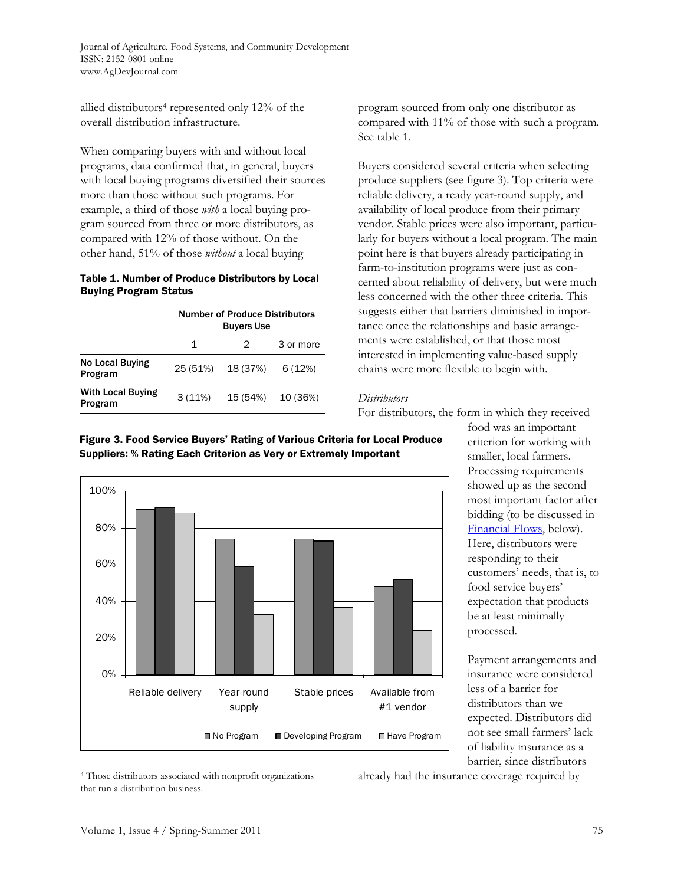allied distributors[4] represented only 12% of the overall distribution infrastructure.

When comparing buyers with and without local programs, data confirmed that, in general, buyers with local buying programs diversified their sources more than those without such programs. For example, a third of those *with* a local buying program sourced from three or more distributors, as compared with 12% of those without. On the other hand, 51% of those *without* a local buying program sourced from only one distributor as compared with 11% of those with such a program. See table 1.

**Table 1. Number of Produce Distributors by Local Buying Program Status**

| | Number of Produce Distributors Buyers Use | | |
|---|---|---|---|
| | 1 | 2 | 3 or more |
| **No Local Buying Program** | 25 (51%) | 18 (37%) | 6 (12%) |
| **With Local Buying Program** | 3 (11%) | 15 (54%) | 10 (36%) |

Buyers considered several criteria when selecting produce suppliers (see figure 3). Top criteria were reliable delivery, a ready year-round supply, and availability of local produce from their primary vendor. Stable prices were also important, particularly for buyers without a local program. The main point here is that buyers already participating in farm-to-institution programs were just as concerned about reliability of delivery, but were much less concerned with the other three criteria. This suggests either that barriers diminished in importance once the relationships and basic arrangements were established, or that those most interested in implementing value-based supply chains were more flexible to begin with.

**Figure 3. Food Service Buyers' Rating of Various Criteria for Local Produce Suppliers: % Rating Each Criterion as Very or Extremely Important**

### *Distributors*

For distributors, the form in which they received food was an important criterion for working with smaller, local farmers. Processing requirements showed up as the second most important factor after bidding (to be discussed in Financial Flows, below). Here, distributors were responding to their customers' needs, that is, to food service buyers' expectation that products be at least minimally processed.

Payment arrangements and insurance were considered less of a barrier for distributors than we expected. Distributors did not see small farmers' lack of liability insurance as a barrier, since distributors already had the insurance coverage required by

[4] Those distributors associated with nonprofit organizations that run a distribution business.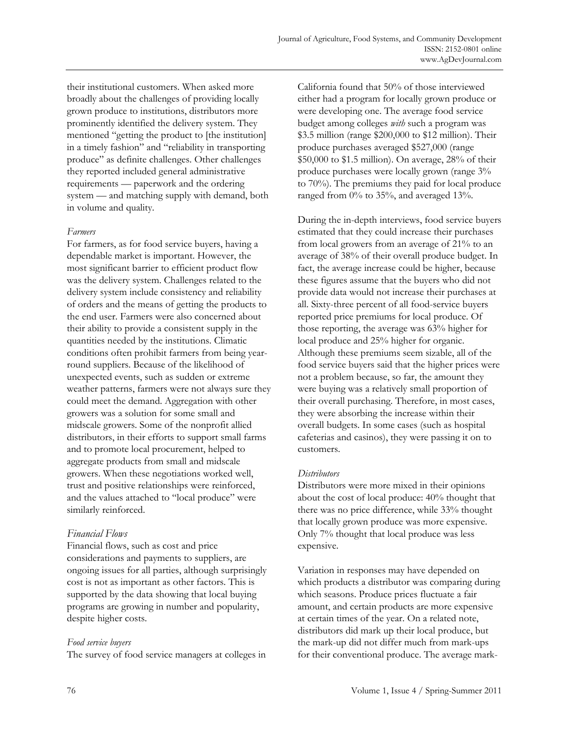their institutional customers. When asked more broadly about the challenges of providing locally grown produce to institutions, distributors more prominently identified the delivery system. They mentioned "getting the product to [the institution] in a timely fashion" and "reliability in transporting produce" as definite challenges. Other challenges they reported included general administrative requirements — paperwork and the ordering system — and matching supply with demand, both in volume and quality.

#### *Farmers*

For farmers, as for food service buyers, having a dependable market is important. However, the most significant barrier to efficient product flow was the delivery system. Challenges related to the delivery system include consistency and reliability of orders and the means of getting the products to the end user. Farmers were also concerned about their ability to provide a consistent supply in the quantities needed by the institutions. Climatic conditions often prohibit farmers from being year-round suppliers. Because of the likelihood of unexpected events, such as sudden or extreme weather patterns, farmers were not always sure they could meet the demand. Aggregation with other growers was a solution for some small and midscale growers. Some of the nonprofit allied distributors, in their efforts to support small farms and to promote local procurement, helped to aggregate products from small and midscale growers. When these negotiations worked well, trust and positive relationships were reinforced, and the values attached to "local produce" were similarly reinforced.

### *Financial Flows*

Financial flows, such as cost and price considerations and payments to suppliers, are ongoing issues for all parties, although surprisingly cost is not as important as other factors. This is supported by the data showing that local buying programs are growing in number and popularity, despite higher costs.

#### *Food service buyers*

The survey of food service managers at colleges in California found that 50% of those interviewed either had a program for locally grown produce or were developing one. The average food service budget among colleges *with* such a program was $3.5 million (range $200,000 to $12 million). Their produce purchases averaged $527,000 (range $50,000 to $1.5 million). On average, 28% of their produce purchases were locally grown (range 3% to 70%). The premiums they paid for local produce ranged from 0% to 35%, and averaged 13%.

During the in-depth interviews, food service buyers estimated that they could increase their purchases from local growers from an average of 21% to an average of 38% of their overall produce budget. In fact, the average increase could be higher, because these figures assume that the buyers who did not provide data would not increase their purchases at all. Sixty-three percent of all food-service buyers reported price premiums for local produce. Of those reporting, the average was 63% higher for local produce and 25% higher for organic. Although these premiums seem sizable, all of the food service buyers said that the higher prices were not a problem because, so far, the amount they were buying was a relatively small proportion of their overall purchasing. Therefore, in most cases, they were absorbing the increase within their overall budgets. In some cases (such as hospital cafeterias and casinos), they were passing it on to customers.

#### *Distributors*

Distributors were more mixed in their opinions about the cost of local produce: 40% thought that there was no price difference, while 33% thought that locally grown produce was more expensive. Only 7% thought that local produce was less expensive.

Variation in responses may have depended on which products a distributor was comparing during which seasons. Produce prices fluctuate a fair amount, and certain products are more expensive at certain times of the year. On a related note, distributors did mark up their local produce, but the mark-up did not differ much from mark-ups for their conventional produce. The average mark-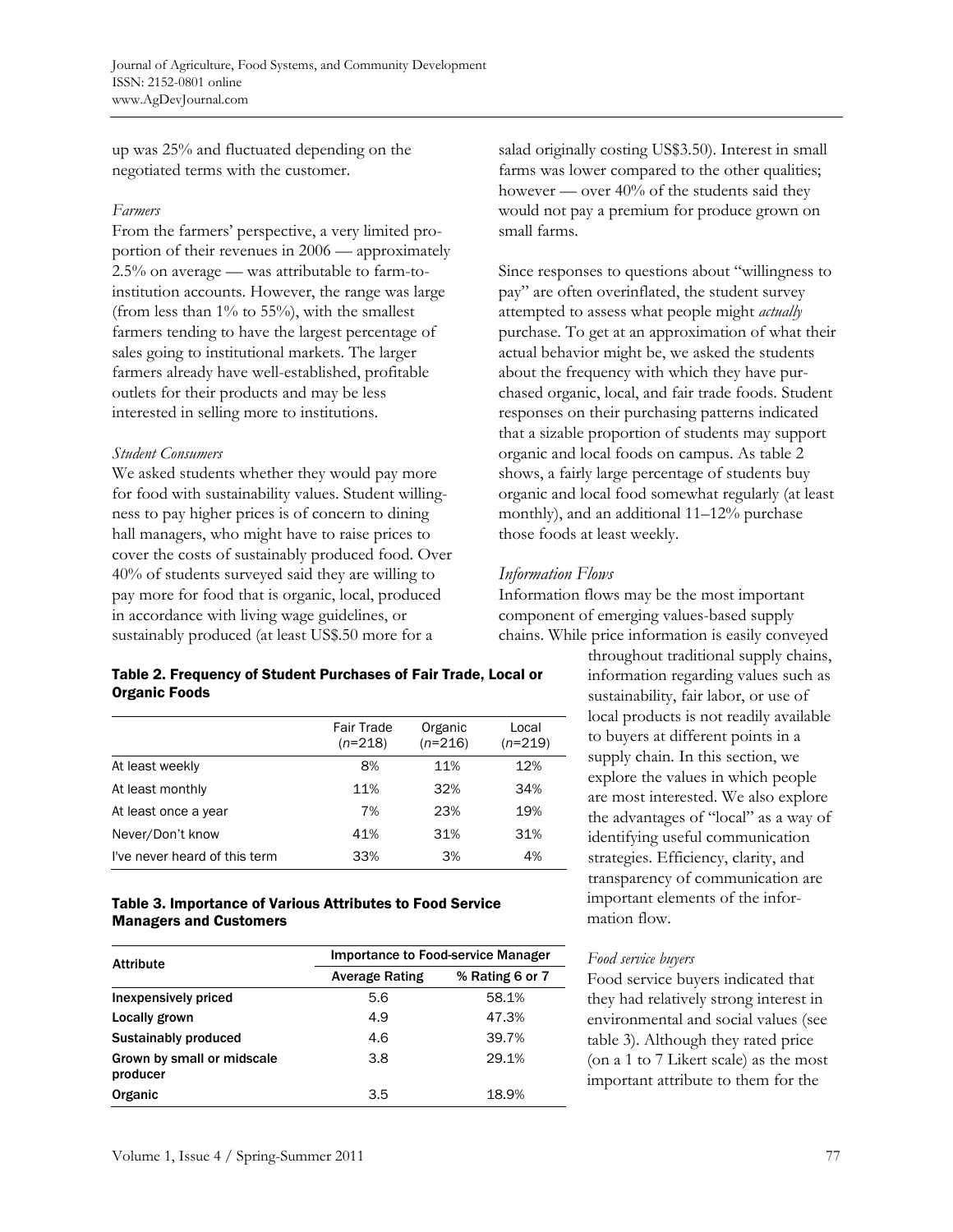up was 25% and fluctuated depending on the negotiated terms with the customer.

*Farmers*

From the farmers' perspective, a very limited proportion of their revenues in 2006 — approximately 2.5% on average — was attributable to farm-to-institution accounts. However, the range was large (from less than 1% to 55%), with the smallest farmers tending to have the largest percentage of sales going to institutional markets. The larger farmers already have well-established, profitable outlets for their products and may be less interested in selling more to institutions.

*Student Consumers*

We asked students whether they would pay more for food with sustainability values. Student willingness to pay higher prices is of concern to dining hall managers, who might have to raise prices to cover the costs of sustainably produced food. Over 40% of students surveyed said they are willing to pay more for food that is organic, local, produced in accordance with living wage guidelines, or sustainably produced (at least US$.50 more for a salad originally costing US$3.50). Interest in small farms was lower compared to the other qualities; however — over 40% of the students said they would not pay a premium for produce grown on small farms.

Since responses to questions about "willingness to pay" are often overinflated, the student survey attempted to assess what people might *actually* purchase. To get at an approximation of what their actual behavior might be, we asked the students about the frequency with which they have purchased organic, local, and fair trade foods. Student responses on their purchasing patterns indicated that a sizable proportion of students may support organic and local foods on campus. As table 2 shows, a fairly large percentage of students buy organic and local food somewhat regularly (at least monthly), and an additional 11–12% purchase those foods at least weekly.

**Table 2. Frequency of Student Purchases of Fair Trade, Local or Organic Foods**

| | Fair Trade (*n*=218) | Organic (*n*=216) | Local (*n*=219) |
|---|---|---|---|
| At least weekly | 8% | 11% | 12% |
| At least monthly | 11% | 32% | 34% |
| At least once a year | 7% | 23% | 19% |
| Never/Don't know | 41% | 31% | 31% |
| I've never heard of this term | 33% | 3% | 4% |

**Table 3. Importance of Various Attributes to Food Service Managers and Customers**

| Attribute | Importance to Food-service Manager | |
|---|---|---|
| | Average Rating | % Rating 6 or 7 |
| **Inexpensively priced** | 5.6 | 58.1% |
| **Locally grown** | 4.9 | 47.3% |
| **Sustainably produced** | 4.6 | 39.7% |
| **Grown by small or midscale producer** | 3.8 | 29.1% |
| **Organic** | 3.5 | 18.9% |

*Information Flows*

Information flows may be the most important component of emerging values-based supply chains. While price information is easily conveyed throughout traditional supply chains, information regarding values such as sustainability, fair labor, or use of local products is not readily available to buyers at different points in a supply chain. In this section, we explore the values in which people are most interested. We also explore the advantages of "local" as a way of identifying useful communication strategies. Efficiency, clarity, and transparency of communication are important elements of the information flow.

*Food service buyers*

Food service buyers indicated that they had relatively strong interest in environmental and social values (see table 3). Although they rated price (on a 1 to 7 Likert scale) as the most important attribute to them for the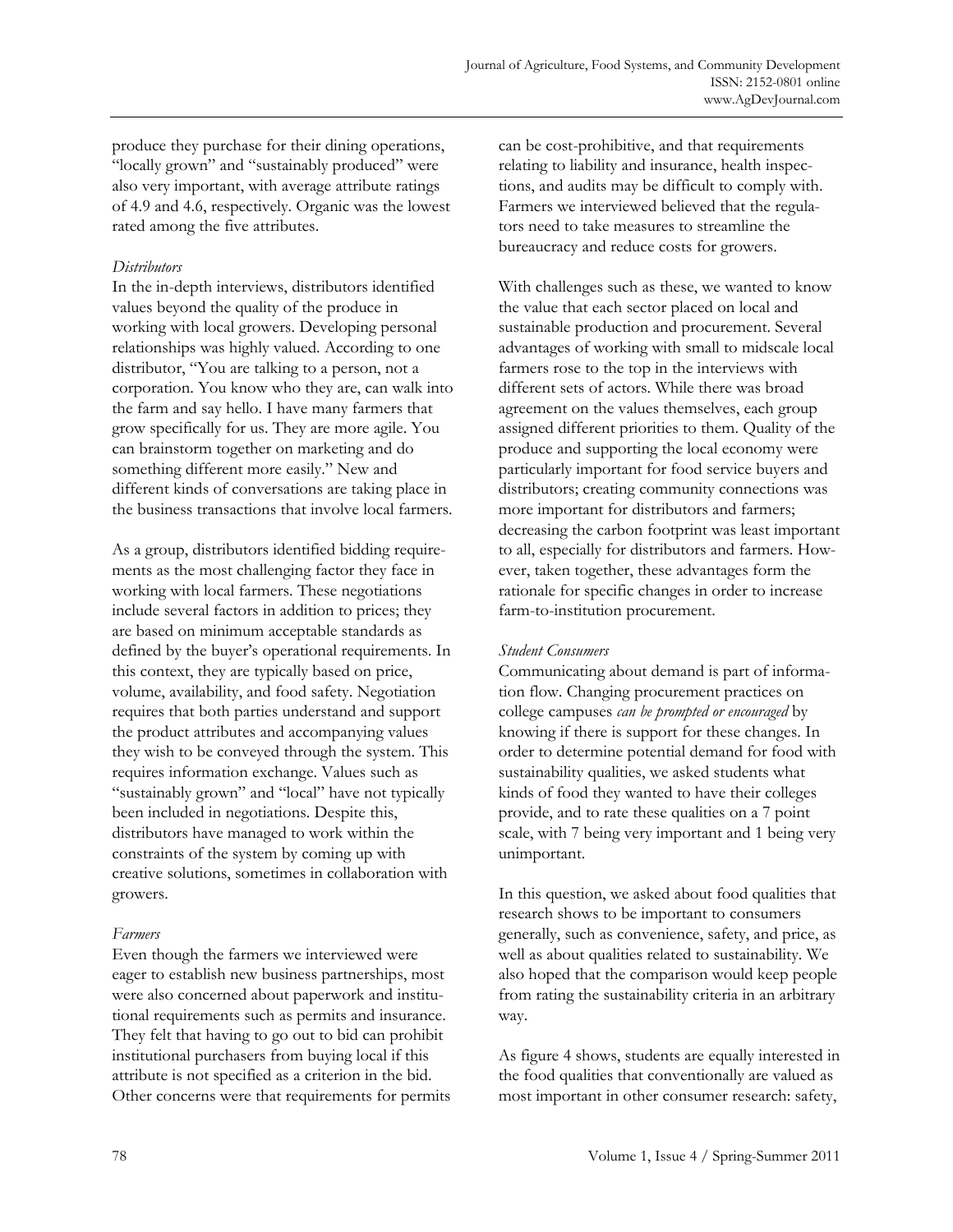produce they purchase for their dining operations, "locally grown" and "sustainably produced" were also very important, with average attribute ratings of 4.9 and 4.6, respectively. Organic was the lowest rated among the five attributes.

*Distributors*

In the in-depth interviews, distributors identified values beyond the quality of the produce in working with local growers. Developing personal relationships was highly valued. According to one distributor, "You are talking to a person, not a corporation. You know who they are, can walk into the farm and say hello. I have many farmers that grow specifically for us. They are more agile. You can brainstorm together on marketing and do something different more easily." New and different kinds of conversations are taking place in the business transactions that involve local farmers.

As a group, distributors identified bidding requirements as the most challenging factor they face in working with local farmers. These negotiations include several factors in addition to prices; they are based on minimum acceptable standards as defined by the buyer's operational requirements. In this context, they are typically based on price, volume, availability, and food safety. Negotiation requires that both parties understand and support the product attributes and accompanying values they wish to be conveyed through the system. This requires information exchange. Values such as "sustainably grown" and "local" have not typically been included in negotiations. Despite this, distributors have managed to work within the constraints of the system by coming up with creative solutions, sometimes in collaboration with growers.

*Farmers*

Even though the farmers we interviewed were eager to establish new business partnerships, most were also concerned about paperwork and institutional requirements such as permits and insurance. They felt that having to go out to bid can prohibit institutional purchasers from buying local if this attribute is not specified as a criterion in the bid. Other concerns were that requirements for permits can be cost-prohibitive, and that requirements relating to liability and insurance, health inspections, and audits may be difficult to comply with. Farmers we interviewed believed that the regulators need to take measures to streamline the bureaucracy and reduce costs for growers.

With challenges such as these, we wanted to know the value that each sector placed on local and sustainable production and procurement. Several advantages of working with small to midscale local farmers rose to the top in the interviews with different sets of actors. While there was broad agreement on the values themselves, each group assigned different priorities to them. Quality of the produce and supporting the local economy were particularly important for food service buyers and distributors; creating community connections was more important for distributors and farmers; decreasing the carbon footprint was least important to all, especially for distributors and farmers. However, taken together, these advantages form the rationale for specific changes in order to increase farm-to-institution procurement.

*Student Consumers*

Communicating about demand is part of information flow. Changing procurement practices on college campuses *can be prompted or encouraged* by knowing if there is support for these changes. In order to determine potential demand for food with sustainability qualities, we asked students what kinds of food they wanted to have their colleges provide, and to rate these qualities on a 7 point scale, with 7 being very important and 1 being very unimportant.

In this question, we asked about food qualities that research shows to be important to consumers generally, such as convenience, safety, and price, as well as about qualities related to sustainability. We also hoped that the comparison would keep people from rating the sustainability criteria in an arbitrary way.

As figure 4 shows, students are equally interested in the food qualities that conventionally are valued as most important in other consumer research: safety,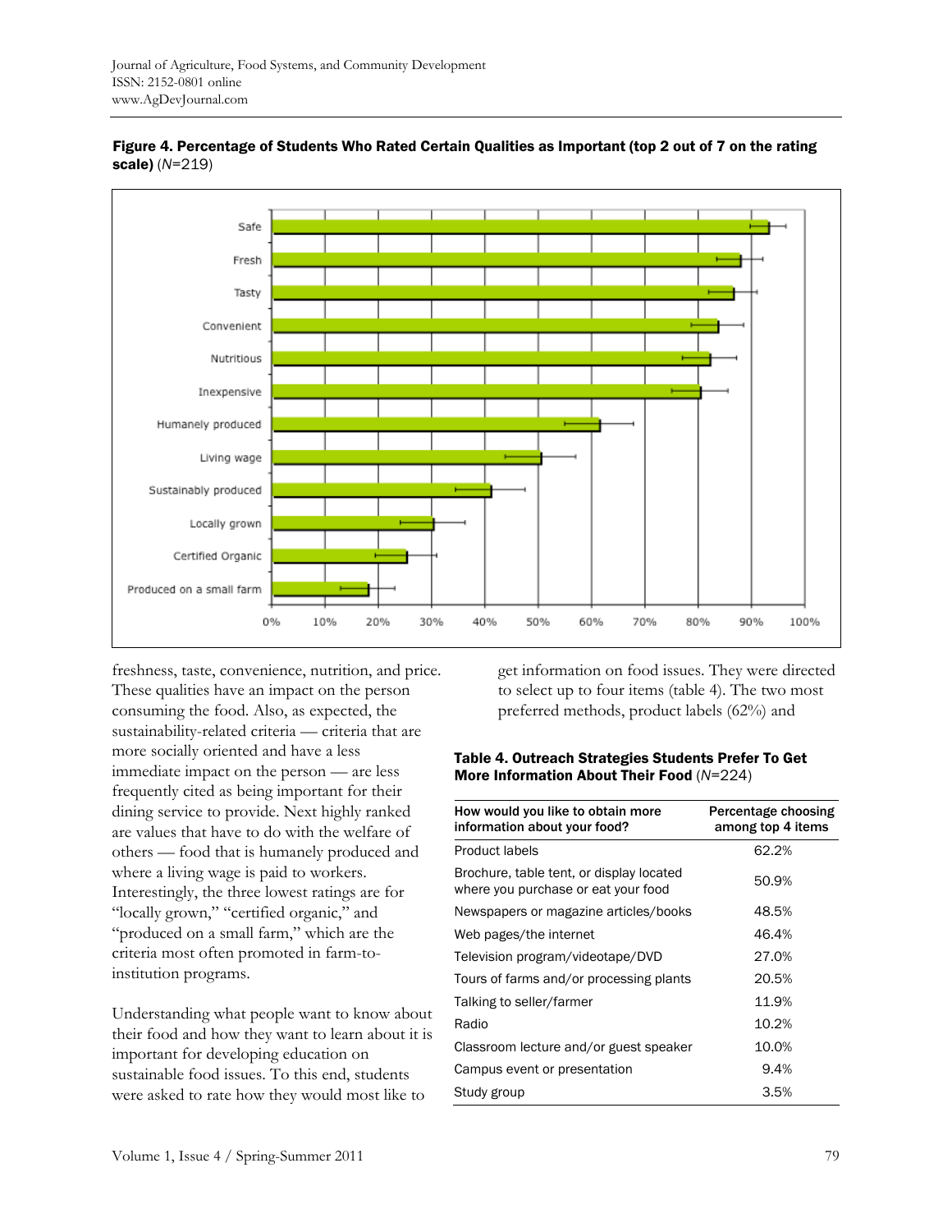**Figure 4. Percentage of Students Who Rated Certain Qualities as Important (top 2 out of 7 on the rating scale)** (*N*=219)

freshness, taste, convenience, nutrition, and price. These qualities have an impact on the person consuming the food. Also, as expected, the sustainability-related criteria — criteria that are more socially oriented and have a less immediate impact on the person — are less frequently cited as being important for their dining service to provide. Next highly ranked are values that have to do with the welfare of others — food that is humanely produced and where a living wage is paid to workers. Interestingly, the three lowest ratings are for "locally grown," "certified organic," and "produced on a small farm," which are the criteria most often promoted in farm-to-institution programs.

Understanding what people want to know about their food and how they want to learn about it is important for developing education on sustainable food issues. To this end, students were asked to rate how they would most like to get information on food issues. They were directed to select up to four items (table 4). The two most preferred methods, product labels (62%) and

**Table 4. Outreach Strategies Students Prefer To Get More Information About Their Food** (*N*=224)

| How would you like to obtain more information about your food? | Percentage choosing among top 4 items |
|---|---|
| Product labels | 62.2% |
| Brochure, table tent, or display located where you purchase or eat your food | 50.9% |
| Newspapers or magazine articles/books | 48.5% |
| Web pages/the internet | 46.4% |
| Television program/videotape/DVD | 27.0% |
| Tours of farms and/or processing plants | 20.5% |
| Talking to seller/farmer | 11.9% |
| Radio | 10.2% |
| Classroom lecture and/or guest speaker | 10.0% |
| Campus event or presentation | 9.4% |
| Study group | 3.5% |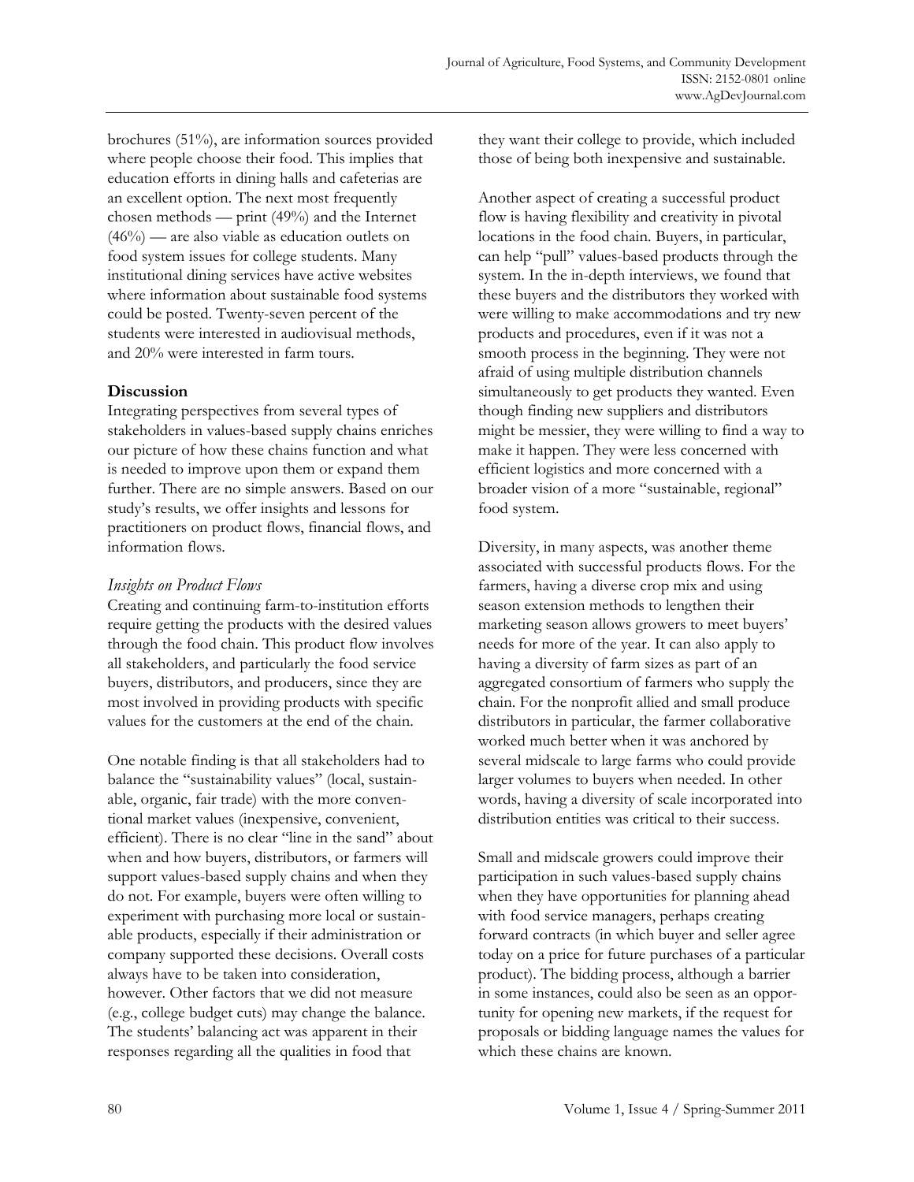brochures (51%), are information sources provided where people choose their food. This implies that education efforts in dining halls and cafeterias are an excellent option. The next most frequently chosen methods — print (49%) and the Internet (46%) — are also viable as education outlets on food system issues for college students. Many institutional dining services have active websites where information about sustainable food systems could be posted. Twenty-seven percent of the students were interested in audiovisual methods, and 20% were interested in farm tours.

## Discussion

Integrating perspectives from several types of stakeholders in values-based supply chains enriches our picture of how these chains function and what is needed to improve upon them or expand them further. There are no simple answers. Based on our study's results, we offer insights and lessons for practitioners on product flows, financial flows, and information flows.

### *Insights on Product Flows*

Creating and continuing farm-to-institution efforts require getting the products with the desired values through the food chain. This product flow involves all stakeholders, and particularly the food service buyers, distributors, and producers, since they are most involved in providing products with specific values for the customers at the end of the chain.

One notable finding is that all stakeholders had to balance the "sustainability values" (local, sustainable, organic, fair trade) with the more conventional market values (inexpensive, convenient, efficient). There is no clear "line in the sand" about when and how buyers, distributors, or farmers will support values-based supply chains and when they do not. For example, buyers were often willing to experiment with purchasing more local or sustainable products, especially if their administration or company supported these decisions. Overall costs always have to be taken into consideration, however. Other factors that we did not measure (e.g., college budget cuts) may change the balance. The students' balancing act was apparent in their responses regarding all the qualities in food that they want their college to provide, which included those of being both inexpensive and sustainable.

Another aspect of creating a successful product flow is having flexibility and creativity in pivotal locations in the food chain. Buyers, in particular, can help "pull" values-based products through the system. In the in-depth interviews, we found that these buyers and the distributors they worked with were willing to make accommodations and try new products and procedures, even if it was not a smooth process in the beginning. They were not afraid of using multiple distribution channels simultaneously to get products they wanted. Even though finding new suppliers and distributors might be messier, they were willing to find a way to make it happen. They were less concerned with efficient logistics and more concerned with a broader vision of a more "sustainable, regional" food system.

Diversity, in many aspects, was another theme associated with successful products flows. For the farmers, having a diverse crop mix and using season extension methods to lengthen their marketing season allows growers to meet buyers' needs for more of the year. It can also apply to having a diversity of farm sizes as part of an aggregated consortium of farmers who supply the chain. For the nonprofit allied and small produce distributors in particular, the farmer collaborative worked much better when it was anchored by several midscale to large farms who could provide larger volumes to buyers when needed. In other words, having a diversity of scale incorporated into distribution entities was critical to their success.

Small and midscale growers could improve their participation in such values-based supply chains when they have opportunities for planning ahead with food service managers, perhaps creating forward contracts (in which buyer and seller agree today on a price for future purchases of a particular product). The bidding process, although a barrier in some instances, could also be seen as an opportunity for opening new markets, if the request for proposals or bidding language names the values for which these chains are known.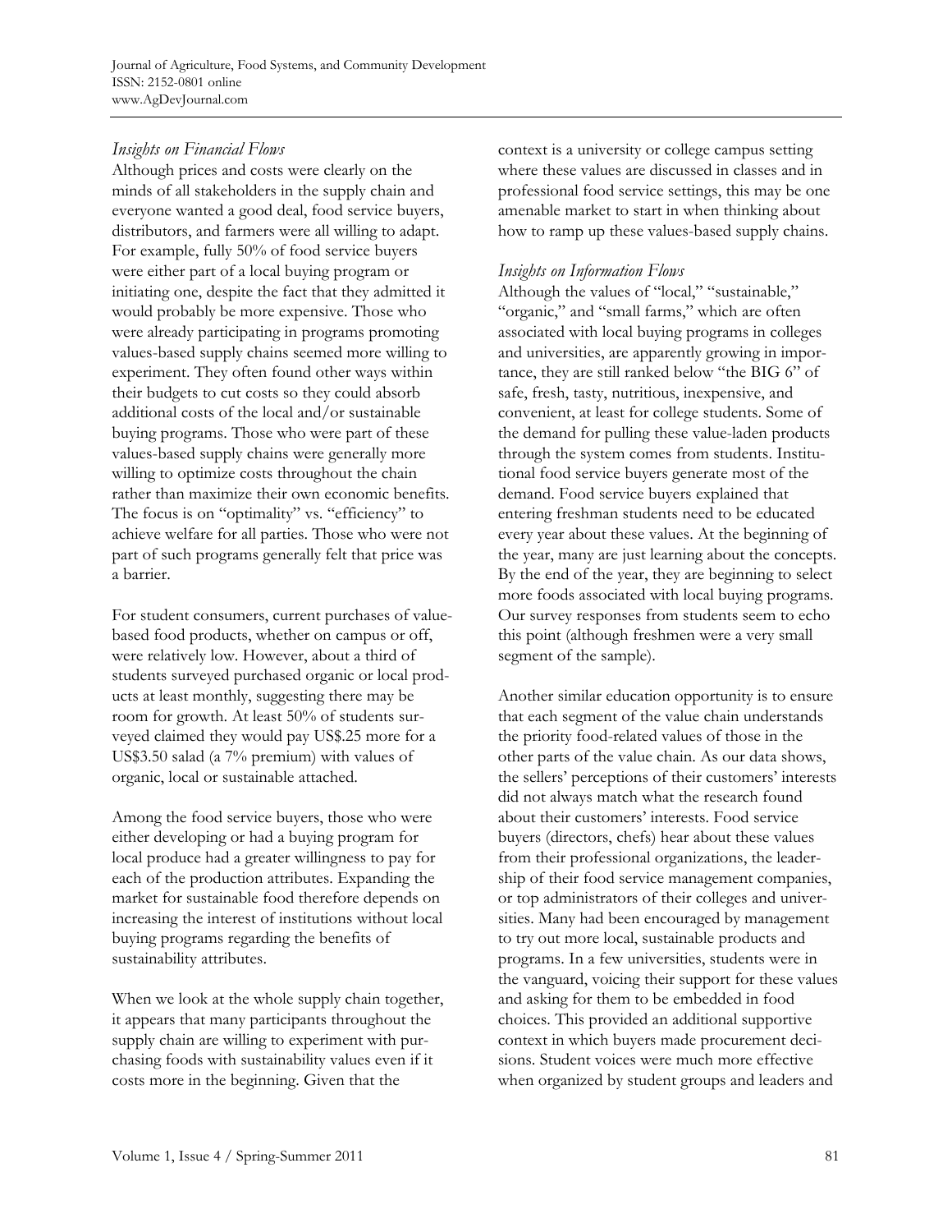### *Insights on Financial Flows*

Although prices and costs were clearly on the minds of all stakeholders in the supply chain and everyone wanted a good deal, food service buyers, distributors, and farmers were all willing to adapt. For example, fully 50% of food service buyers were either part of a local buying program or initiating one, despite the fact that they admitted it would probably be more expensive. Those who were already participating in programs promoting values-based supply chains seemed more willing to experiment. They often found other ways within their budgets to cut costs so they could absorb additional costs of the local and/or sustainable buying programs. Those who were part of these values-based supply chains were generally more willing to optimize costs throughout the chain rather than maximize their own economic benefits. The focus is on "optimality" vs. "efficiency" to achieve welfare for all parties. Those who were not part of such programs generally felt that price was a barrier.

For student consumers, current purchases of value-based food products, whether on campus or off, were relatively low. However, about a third of students surveyed purchased organic or local products at least monthly, suggesting there may be room for growth. At least 50% of students surveyed claimed they would pay US$.25 more for a US$3.50 salad (a 7% premium) with values of organic, local or sustainable attached.

Among the food service buyers, those who were either developing or had a buying program for local produce had a greater willingness to pay for each of the production attributes. Expanding the market for sustainable food therefore depends on increasing the interest of institutions without local buying programs regarding the benefits of sustainability attributes.

When we look at the whole supply chain together, it appears that many participants throughout the supply chain are willing to experiment with purchasing foods with sustainability values even if it costs more in the beginning. Given that the context is a university or college campus setting where these values are discussed in classes and in professional food service settings, this may be one amenable market to start in when thinking about how to ramp up these values-based supply chains.

### *Insights on Information Flows*

Although the values of "local," "sustainable," "organic," and "small farms," which are often associated with local buying programs in colleges and universities, are apparently growing in importance, they are still ranked below "the BIG 6" of safe, fresh, tasty, nutritious, inexpensive, and convenient, at least for college students. Some of the demand for pulling these value-laden products through the system comes from students. Institutional food service buyers generate most of the demand. Food service buyers explained that entering freshman students need to be educated every year about these values. At the beginning of the year, many are just learning about the concepts. By the end of the year, they are beginning to select more foods associated with local buying programs. Our survey responses from students seem to echo this point (although freshmen were a very small segment of the sample).

Another similar education opportunity is to ensure that each segment of the value chain understands the priority food-related values of those in the other parts of the value chain. As our data shows, the sellers' perceptions of their customers' interests did not always match what the research found about their customers' interests. Food service buyers (directors, chefs) hear about these values from their professional organizations, the leadership of their food service management companies, or top administrators of their colleges and universities. Many had been encouraged by management to try out more local, sustainable products and programs. In a few universities, students were in the vanguard, voicing their support for these values and asking for them to be embedded in food choices. This provided an additional supportive context in which buyers made procurement decisions. Student voices were much more effective when organized by student groups and leaders and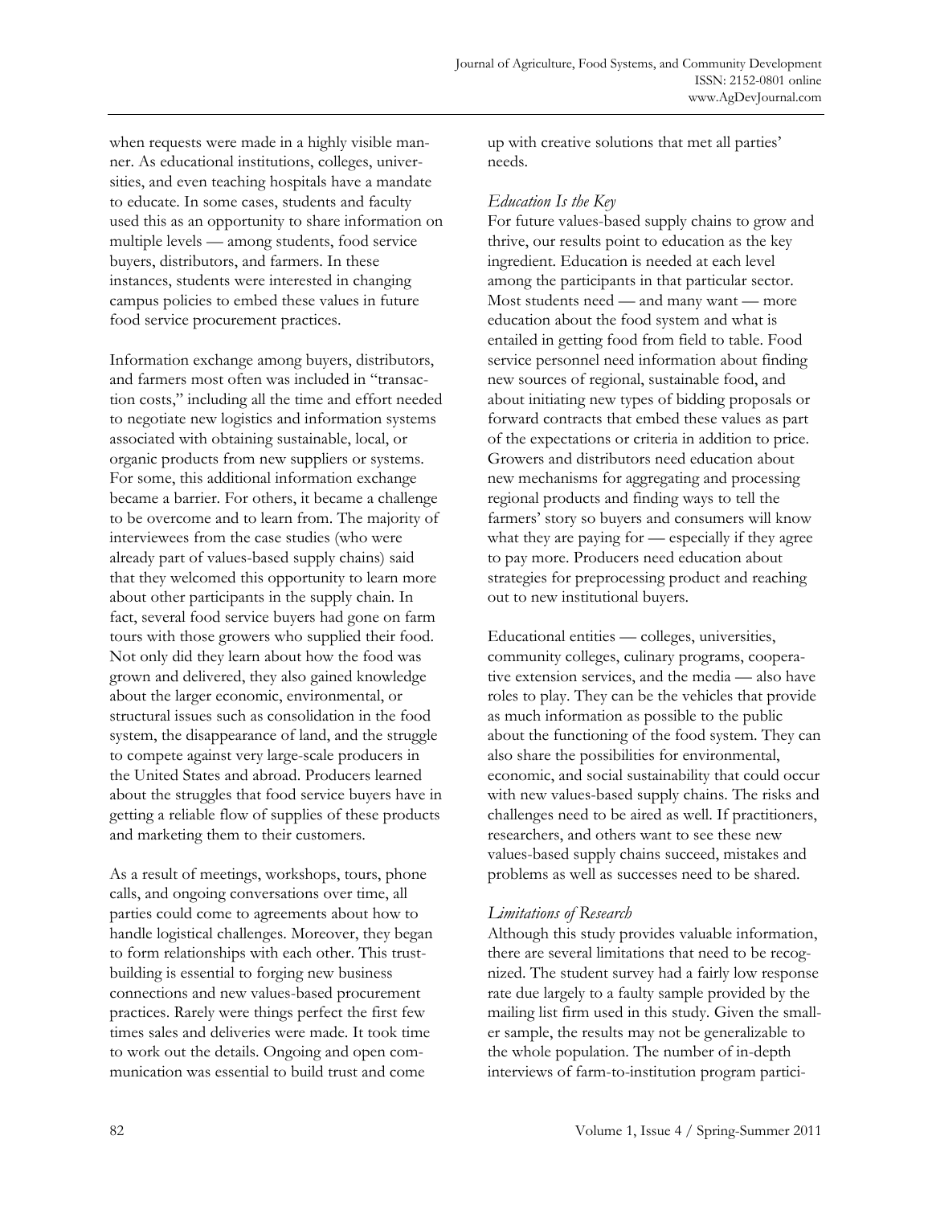when requests were made in a highly visible manner. As educational institutions, colleges, universities, and even teaching hospitals have a mandate to educate. In some cases, students and faculty used this as an opportunity to share information on multiple levels — among students, food service buyers, distributors, and farmers. In these instances, students were interested in changing campus policies to embed these values in future food service procurement practices.

Information exchange among buyers, distributors, and farmers most often was included in "transaction costs," including all the time and effort needed to negotiate new logistics and information systems associated with obtaining sustainable, local, or organic products from new suppliers or systems. For some, this additional information exchange became a barrier. For others, it became a challenge to be overcome and to learn from. The majority of interviewees from the case studies (who were already part of values-based supply chains) said that they welcomed this opportunity to learn more about other participants in the supply chain. In fact, several food service buyers had gone on farm tours with those growers who supplied their food. Not only did they learn about how the food was grown and delivered, they also gained knowledge about the larger economic, environmental, or structural issues such as consolidation in the food system, the disappearance of land, and the struggle to compete against very large-scale producers in the United States and abroad. Producers learned about the struggles that food service buyers have in getting a reliable flow of supplies of these products and marketing them to their customers.

As a result of meetings, workshops, tours, phone calls, and ongoing conversations over time, all parties could come to agreements about how to handle logistical challenges. Moreover, they began to form relationships with each other. This trust-building is essential to forging new business connections and new values-based procurement practices. Rarely were things perfect the first few times sales and deliveries were made. It took time to work out the details. Ongoing and open communication was essential to build trust and come up with creative solutions that met all parties' needs.

### *Education Is the Key*

For future values-based supply chains to grow and thrive, our results point to education as the key ingredient. Education is needed at each level among the participants in that particular sector. Most students need — and many want — more education about the food system and what is entailed in getting food from field to table. Food service personnel need information about finding new sources of regional, sustainable food, and about initiating new types of bidding proposals or forward contracts that embed these values as part of the expectations or criteria in addition to price. Growers and distributors need education about new mechanisms for aggregating and processing regional products and finding ways to tell the farmers' story so buyers and consumers will know what they are paying for — especially if they agree to pay more. Producers need education about strategies for preprocessing product and reaching out to new institutional buyers.

Educational entities — colleges, universities, community colleges, culinary programs, cooperative extension services, and the media — also have roles to play. They can be the vehicles that provide as much information as possible to the public about the functioning of the food system. They can also share the possibilities for environmental, economic, and social sustainability that could occur with new values-based supply chains. The risks and challenges need to be aired as well. If practitioners, researchers, and others want to see these new values-based supply chains succeed, mistakes and problems as well as successes need to be shared.

### *Limitations of Research*

Although this study provides valuable information, there are several limitations that need to be recognized. The student survey had a fairly low response rate due largely to a faulty sample provided by the mailing list firm used in this study. Given the smaller sample, the results may not be generalizable to the whole population. The number of in-depth interviews of farm-to-institution program partici-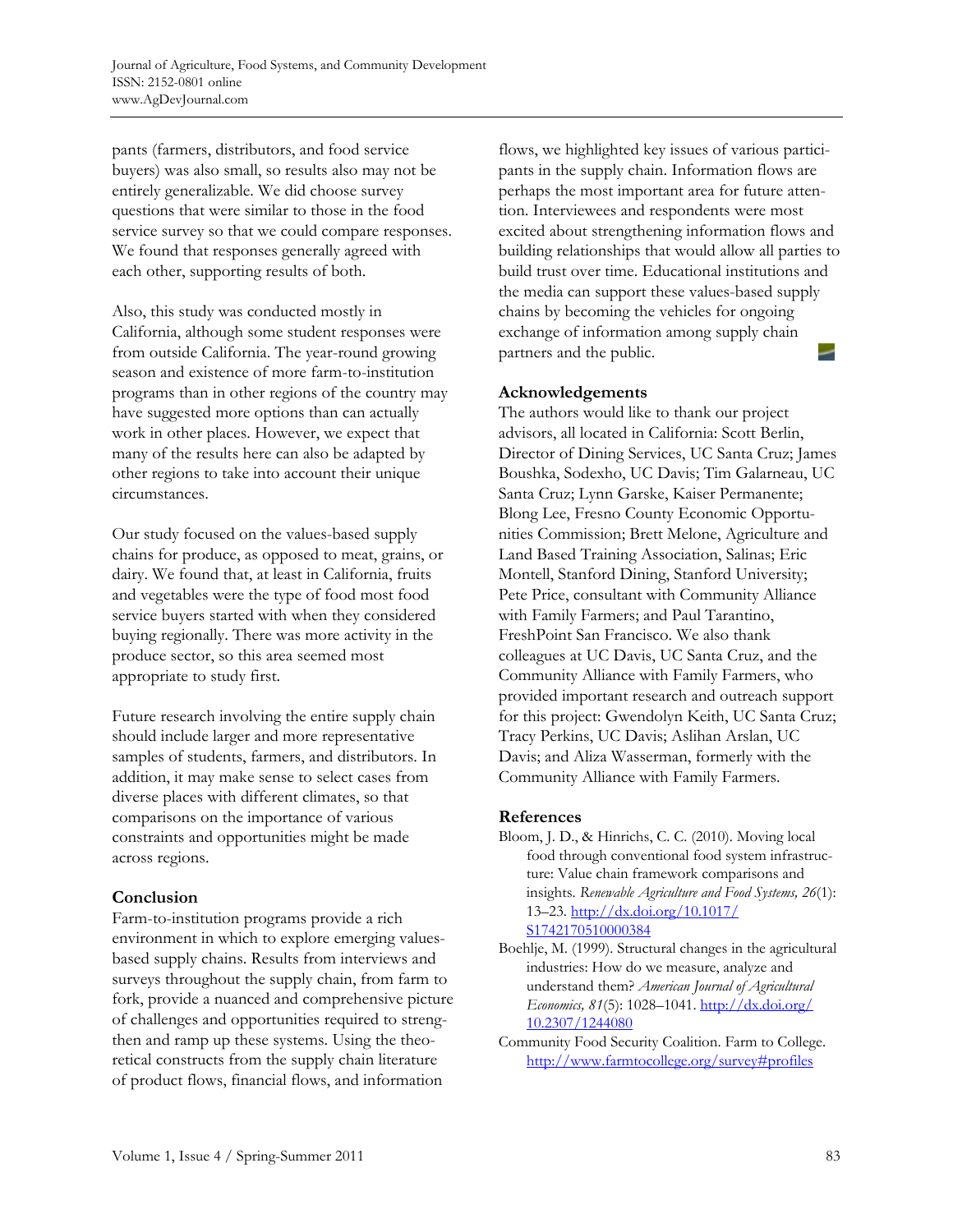pants (farmers, distributors, and food service buyers) was also small, so results also may not be entirely generalizable. We did choose survey questions that were similar to those in the food service survey so that we could compare responses. We found that responses generally agreed with each other, supporting results of both.

Also, this study was conducted mostly in California, although some student responses were from outside California. The year-round growing season and existence of more farm-to-institution programs than in other regions of the country may have suggested more options than can actually work in other places. However, we expect that many of the results here can also be adapted by other regions to take into account their unique circumstances.

Our study focused on the values-based supply chains for produce, as opposed to meat, grains, or dairy. We found that, at least in California, fruits and vegetables were the type of food most food service buyers started with when they considered buying regionally. There was more activity in the produce sector, so this area seemed most appropriate to study first.

Future research involving the entire supply chain should include larger and more representative samples of students, farmers, and distributors. In addition, it may make sense to select cases from diverse places with different climates, so that comparisons on the importance of various constraints and opportunities might be made across regions.

## Conclusion

Farm-to-institution programs provide a rich environment in which to explore emerging values-based supply chains. Results from interviews and surveys throughout the supply chain, from farm to fork, provide a nuanced and comprehensive picture of challenges and opportunities required to strengthen and ramp up these systems. Using the theoretical constructs from the supply chain literature of product flows, financial flows, and information flows, we highlighted key issues of various participants in the supply chain. Information flows are perhaps the most important area for future attention. Interviewees and respondents were most excited about strengthening information flows and building relationships that would allow all parties to build trust over time. Educational institutions and the media can support these values-based supply chains by becoming the vehicles for ongoing exchange of information among supply chain partners and the public.

## Acknowledgements

The authors would like to thank our project advisors, all located in California: Scott Berlin, Director of Dining Services, UC Santa Cruz; James Boushka, Sodexho, UC Davis; Tim Galarneau, UC Santa Cruz; Lynn Garske, Kaiser Permanente; Blong Lee, Fresno County Economic Opportunities Commission; Brett Melone, Agriculture and Land Based Training Association, Salinas; Eric Montell, Stanford Dining, Stanford University; Pete Price, consultant with Community Alliance with Family Farmers; and Paul Tarantino, FreshPoint San Francisco. We also thank colleagues at UC Davis, UC Santa Cruz, and the Community Alliance with Family Farmers, who provided important research and outreach support for this project: Gwendolyn Keith, UC Santa Cruz; Tracy Perkins, UC Davis; Aslihan Arslan, UC Davis; and Aliza Wasserman, formerly with the Community Alliance with Family Farmers.

## References

Bloom, J. D., & Hinrichs, C. C. (2010). Moving local food through conventional food system infrastructure: Value chain framework comparisons and insights. *Renewable Agriculture and Food Systems, 26*(1): 13–23. http://dx.doi.org/10.1017/S1742170510000384

Boehlje, M. (1999). Structural changes in the agricultural industries: How do we measure, analyze and understand them? *American Journal of Agricultural Economics, 81*(5): 1028–1041. http://dx.doi.org/10.2307/1244080

Community Food Security Coalition. Farm to College. http://www.farmtocollege.org/survey#profiles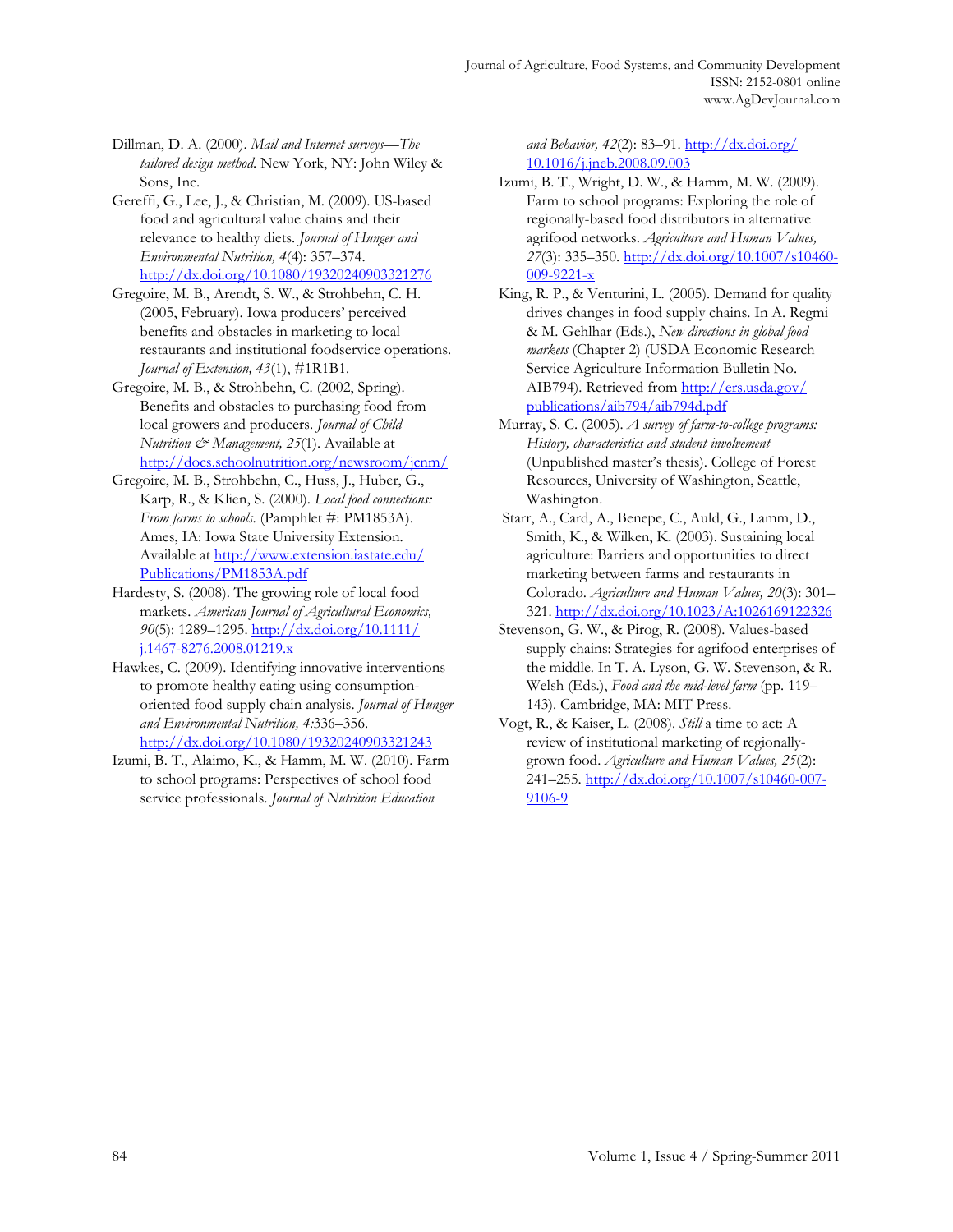Dillman, D. A. (2000). *Mail and Internet surveys—The tailored design method.* New York, NY: John Wiley & Sons, Inc.

Gereffi, G., Lee, J., & Christian, M. (2009). US-based food and agricultural value chains and their relevance to healthy diets. *Journal of Hunger and Environmental Nutrition, 4*(4): 357–374. http://dx.doi.org/10.1080/19320240903321276

Gregoire, M. B., Arendt, S. W., & Strohbehn, C. H. (2005, February). Iowa producers' perceived benefits and obstacles in marketing to local restaurants and institutional foodservice operations. *Journal of Extension, 43*(1), #1R1B1.

Gregoire, M. B., & Strohbehn, C. (2002, Spring). Benefits and obstacles to purchasing food from local growers and producers. *Journal of Child Nutrition & Management, 25*(1). Available at http://docs.schoolnutrition.org/newsroom/jcnm/

Gregoire, M. B., Strohbehn, C., Huss, J., Huber, G., Karp, R., & Klien, S. (2000). *Local food connections: From farms to schools.* (Pamphlet #: PM1853A). Ames, IA: Iowa State University Extension. Available at http://www.extension.iastate.edu/Publications/PM1853A.pdf

Hardesty, S. (2008). The growing role of local food markets. *American Journal of Agricultural Economics, 90*(5): 1289–1295. http://dx.doi.org/10.1111/j.1467-8276.2008.01219.x

Hawkes, C. (2009). Identifying innovative interventions to promote healthy eating using consumption-oriented food supply chain analysis. *Journal of Hunger and Environmental Nutrition, 4*:336–356. http://dx.doi.org/10.1080/19320240903321243

Izumi, B. T., Alaimo, K., & Hamm, M. W. (2010). Farm to school programs: Perspectives of school food service professionals. *Journal of Nutrition Education and Behavior, 42*(2): 83–91. http://dx.doi.org/10.1016/j.jneb.2008.09.003

Izumi, B. T., Wright, D. W., & Hamm, M. W. (2009). Farm to school programs: Exploring the role of regionally-based food distributors in alternative agrifood networks. *Agriculture and Human Values, 27*(3): 335–350. http://dx.doi.org/10.1007/s10460-009-9221-x

King, R. P., & Venturini, L. (2005). Demand for quality drives changes in food supply chains. In A. Regmi & M. Gehlhar (Eds.), *New directions in global food markets* (Chapter 2) (USDA Economic Research Service Agriculture Information Bulletin No. AIB794). Retrieved from http://ers.usda.gov/publications/aib794/aib794d.pdf

Murray, S. C. (2005). *A survey of farm-to-college programs: History, characteristics and student involvement* (Unpublished master's thesis). College of Forest Resources, University of Washington, Seattle, Washington.

Starr, A., Card, A., Benepe, C., Auld, G., Lamm, D., Smith, K., & Wilken, K. (2003). Sustaining local agriculture: Barriers and opportunities to direct marketing between farms and restaurants in Colorado. *Agriculture and Human Values, 20*(3): 301–321. http://dx.doi.org/10.1023/A:1026169122326

Stevenson, G. W., & Pirog, R. (2008). Values-based supply chains: Strategies for agrifood enterprises of the middle. In T. A. Lyson, G. W. Stevenson, & R. Welsh (Eds.), *Food and the mid-level farm* (pp. 119–143). Cambridge, MA: MIT Press.

Vogt, R., & Kaiser, L. (2008). *Still* a time to act: A review of institutional marketing of regionally-grown food. *Agriculture and Human Values, 25*(2): 241–255. http://dx.doi.org/10.1007/s10460-007-9106-9